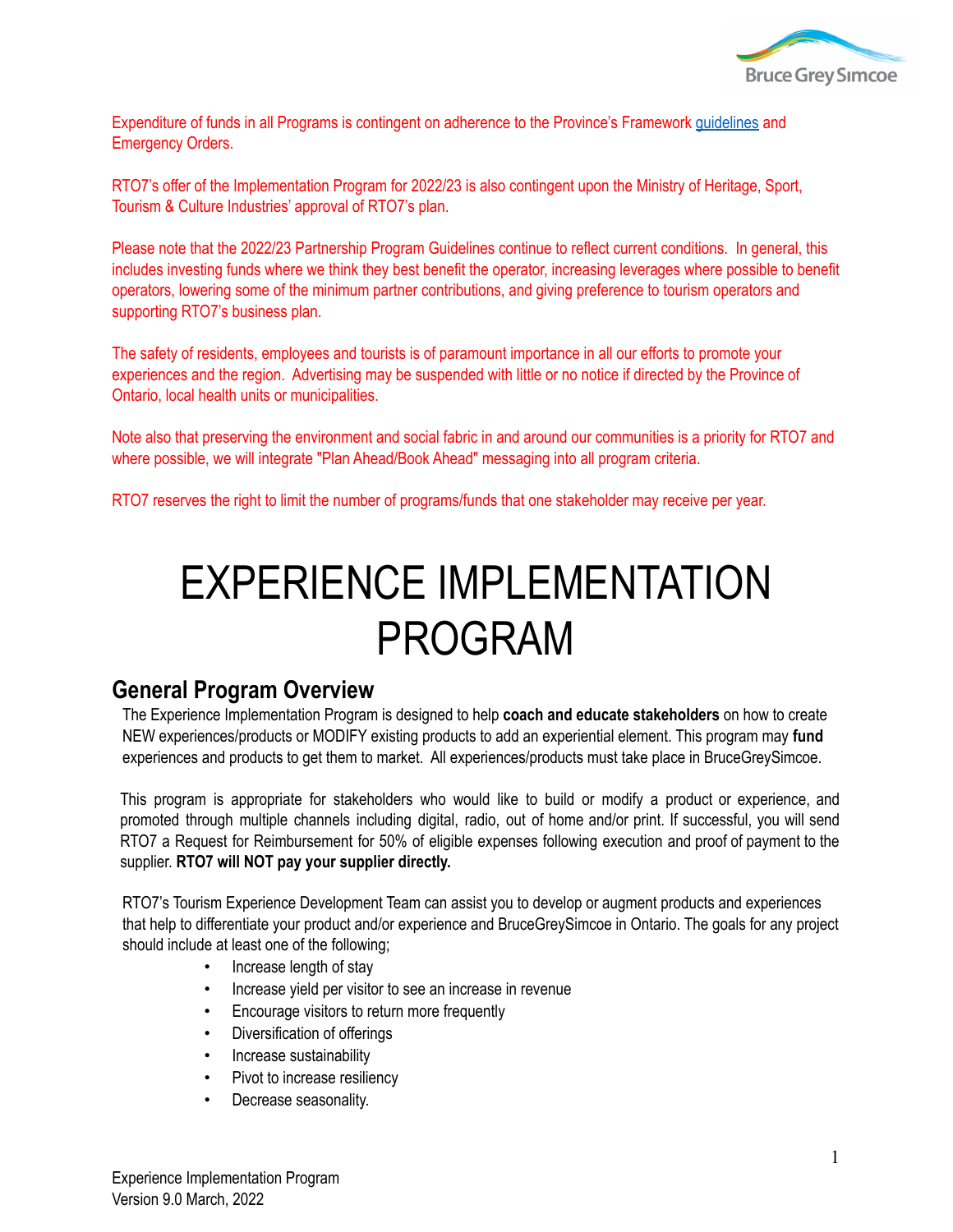Expenditure of funds in all Programs is contingent on adherence to the Province's Framework guidelines and Emergency Orders.

RTO7's offer of the Implementation Program for 2022/23 is also contingent upon the Ministry of Heritage, Sport, Tourism & Culture Industries' approval of RTO7's plan.

Please note that the 2022/23 Partnership Program Guidelines continue to reflect current conditions. In general, this includes investing funds where we think they best benefit the operator, increasing leverages where possible to benefit operators, lowering some of the minimum partner contributions, and giving preference to tourism operators and supporting RTO7's business plan.

The safety of residents, employees and tourists is of paramount importance in all our efforts to promote your experiences and the region. Advertising may be suspended with little or no notice if directed by the Province of Ontario, local health units or municipalities.

Note also that preserving the environment and social fabric in and around our communities is a priority for RTO7 and where possible, we will integrate "Plan Ahead/Book Ahead" messaging into all program criteria.

RTO7 reserves the right to limit the number of programs/funds that one stakeholder may receive per year.

# EXPERIENCE IMPLEMENTATION PROGRAM

## General Program Overview

The Experience Implementation Program is designed to help **coach and educate stakeholders** on how to create NEW experiences/products or MODIFY existing products to add an experiential element. This program may **fund** experiences and products to get them to market. All experiences/products must take place in BruceGreySimcoe.

This program is appropriate for stakeholders who would like to build or modify a product or experience, and promoted through multiple channels including digital, radio, out of home and/or print. If successful, you will send RTO7 a Request for Reimbursement for 50% of eligible expenses following execution and proof of payment to the supplier. **RTO7 will NOT pay your supplier directly.**

RTO7's Tourism Experience Development Team can assist you to develop or augment products and experiences that help to differentiate your product and/or experience and BruceGreySimcoe in Ontario. The goals for any project should include at least one of the following;

- Increase length of stay
- Increase yield per visitor to see an increase in revenue
- Encourage visitors to return more frequently
- Diversification of offerings
- Increase sustainability
- Pivot to increase resiliency
- Decrease seasonality.

Experience Implementation Program
Version 9.0 March, 2022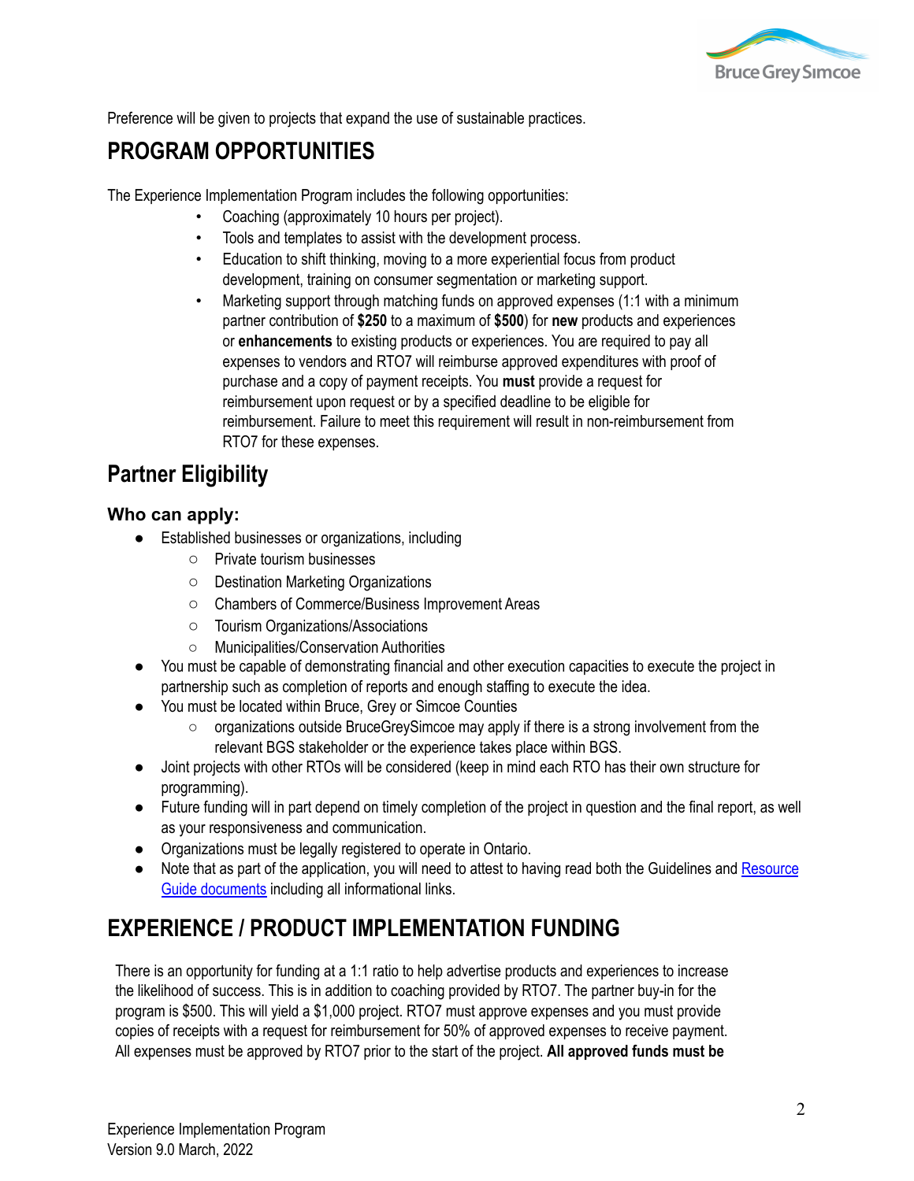Preference will be given to projects that expand the use of sustainable practices.

## PROGRAM OPPORTUNITIES

The Experience Implementation Program includes the following opportunities:

- Coaching (approximately 10 hours per project).
- Tools and templates to assist with the development process.
- Education to shift thinking, moving to a more experiential focus from product development, training on consumer segmentation or marketing support.
- Marketing support through matching funds on approved expenses (1:1 with a minimum partner contribution of **$250** to a maximum of **$500**) for **new** products and experiences or **enhancements** to existing products or experiences. You are required to pay all expenses to vendors and RTO7 will reimburse approved expenditures with proof of purchase and a copy of payment receipts. You **must** provide a request for reimbursement upon request or by a specified deadline to be eligible for reimbursement. Failure to meet this requirement will result in non-reimbursement from RTO7 for these expenses.

## Partner Eligibility

### Who can apply:

- Established businesses or organizations, including
  - Private tourism businesses
  - Destination Marketing Organizations
  - Chambers of Commerce/Business Improvement Areas
  - Tourism Organizations/Associations
  - Municipalities/Conservation Authorities
- You must be capable of demonstrating financial and other execution capacities to execute the project in partnership such as completion of reports and enough staffing to execute the idea.
- You must be located within Bruce, Grey or Simcoe Counties
  - organizations outside BruceGreySimcoe may apply if there is a strong involvement from the relevant BGS stakeholder or the experience takes place within BGS.
- Joint projects with other RTOs will be considered (keep in mind each RTO has their own structure for programming).
- Future funding will in part depend on timely completion of the project in question and the final report, as well as your responsiveness and communication.
- Organizations must be legally registered to operate in Ontario.
- Note that as part of the application, you will need to attest to having read both the Guidelines and Resource Guide documents including all informational links.

## EXPERIENCE / PRODUCT IMPLEMENTATION FUNDING

There is an opportunity for funding at a 1:1 ratio to help advertise products and experiences to increase the likelihood of success. This is in addition to coaching provided by RTO7. The partner buy-in for the program is $500. This will yield a $1,000 project. RTO7 must approve expenses and you must provide copies of receipts with a request for reimbursement for 50% of approved expenses to receive payment. All expenses must be approved by RTO7 prior to the start of the project. **All approved funds must be**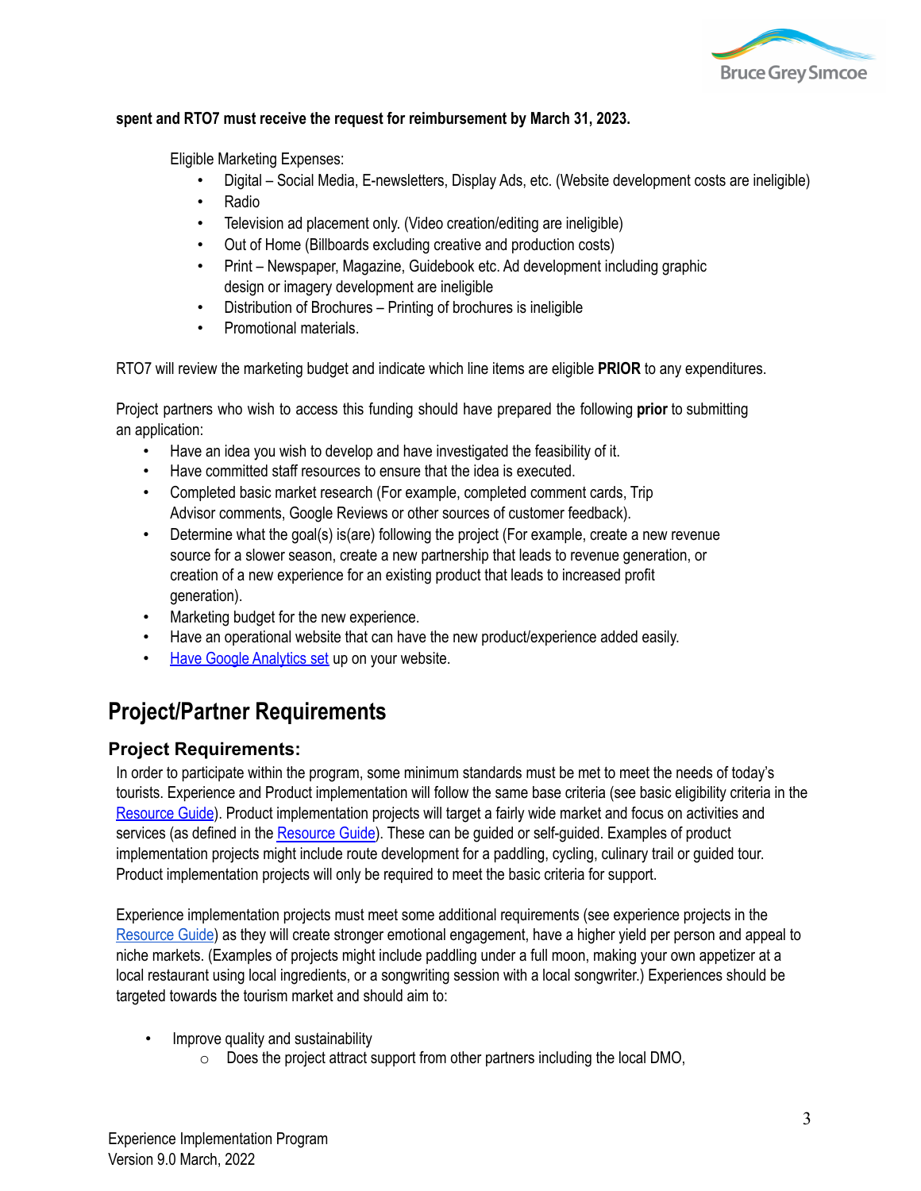**spent and RTO7 must receive the request for reimbursement by March 31, 2023.**

Eligible Marketing Expenses:

- Digital – Social Media, E-newsletters, Display Ads, etc. (Website development costs are ineligible)
- Radio
- Television ad placement only. (Video creation/editing are ineligible)
- Out of Home (Billboards excluding creative and production costs)
- Print – Newspaper, Magazine, Guidebook etc. Ad development including graphic design or imagery development are ineligible
- Distribution of Brochures – Printing of brochures is ineligible
- Promotional materials.

RTO7 will review the marketing budget and indicate which line items are eligible **PRIOR** to any expenditures.

Project partners who wish to access this funding should have prepared the following **prior** to submitting an application:

- Have an idea you wish to develop and have investigated the feasibility of it.
- Have committed staff resources to ensure that the idea is executed.
- Completed basic market research (For example, completed comment cards, Trip Advisor comments, Google Reviews or other sources of customer feedback).
- Determine what the goal(s) is(are) following the project (For example, create a new revenue source for a slower season, create a new partnership that leads to revenue generation, or creation of a new experience for an existing product that leads to increased profit generation).
- Marketing budget for the new experience.
- Have an operational website that can have the new product/experience added easily.
- Have Google Analytics set up on your website.

## Project/Partner Requirements

### Project Requirements:

In order to participate within the program, some minimum standards must be met to meet the needs of today's tourists. Experience and Product implementation will follow the same base criteria (see basic eligibility criteria in the Resource Guide). Product implementation projects will target a fairly wide market and focus on activities and services (as defined in the Resource Guide). These can be guided or self-guided. Examples of product implementation projects might include route development for a paddling, cycling, culinary trail or guided tour. Product implementation projects will only be required to meet the basic criteria for support.

Experience implementation projects must meet some additional requirements (see experience projects in the Resource Guide) as they will create stronger emotional engagement, have a higher yield per person and appeal to niche markets. (Examples of projects might include paddling under a full moon, making your own appetizer at a local restaurant using local ingredients, or a songwriting session with a local songwriter.) Experiences should be targeted towards the tourism market and should aim to:

- Improve quality and sustainability
  - Does the project attract support from other partners including the local DMO,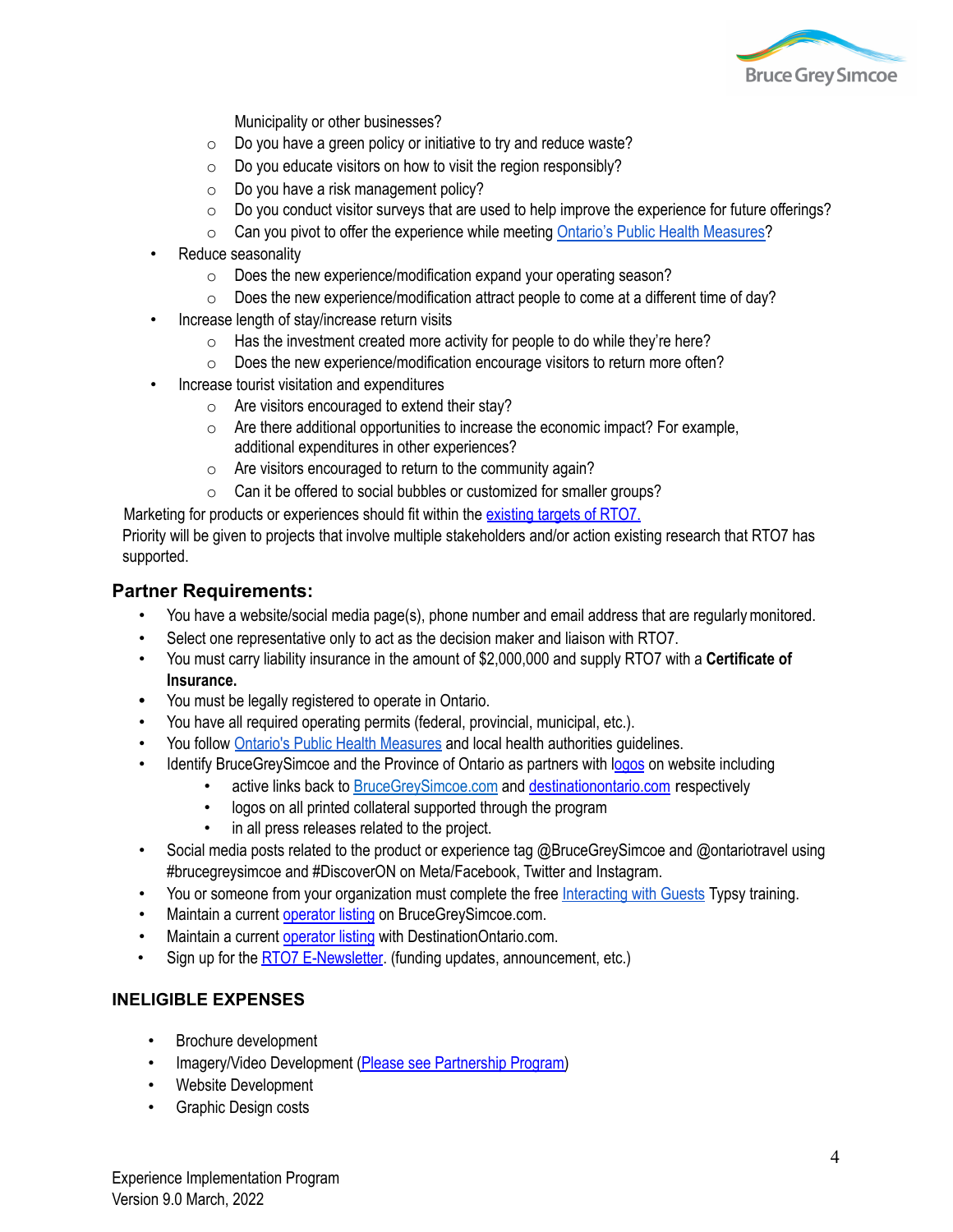Municipality or other businesses?
    - Do you have a green policy or initiative to try and reduce waste?
    - Do you educate visitors on how to visit the region responsibly?
    - Do you have a risk management policy?
    - Do you conduct visitor surveys that are used to help improve the experience for future offerings?
    - Can you pivot to offer the experience while meeting Ontario's Public Health Measures?
- Reduce seasonality
    - Does the new experience/modification expand your operating season?
    - Does the new experience/modification attract people to come at a different time of day?
- Increase length of stay/increase return visits
    - Has the investment created more activity for people to do while they're here?
    - Does the new experience/modification encourage visitors to return more often?
- Increase tourist visitation and expenditures
    - Are visitors encouraged to extend their stay?
    - Are there additional opportunities to increase the economic impact? For example, additional expenditures in other experiences?
    - Are visitors encouraged to return to the community again?
    - Can it be offered to social bubbles or customized for smaller groups?

Marketing for products or experiences should fit within the existing targets of RTO7.
Priority will be given to projects that involve multiple stakeholders and/or action existing research that RTO7 has supported.

## Partner Requirements:

- You have a website/social media page(s), phone number and email address that are regularly monitored.
- Select one representative only to act as the decision maker and liaison with RTO7.
- You must carry liability insurance in the amount of $2,000,000 and supply RTO7 with a **Certificate of Insurance.**
- You must be legally registered to operate in Ontario.
- You have all required operating permits (federal, provincial, municipal, etc.).
- You follow Ontario's Public Health Measures and local health authorities guidelines.
- Identify BruceGreySimcoe and the Province of Ontario as partners with logos on website including
    - active links back to BruceGreySimcoe.com and destinationontario.com respectively
    - logos on all printed collateral supported through the program
    - in all press releases related to the project.
- Social media posts related to the product or experience tag @BruceGreySimcoe and @ontariotravel using #brucegreysimcoe and #DiscoverON on Meta/Facebook, Twitter and Instagram.
- You or someone from your organization must complete the free Interacting with Guests Typsy training.
- Maintain a current operator listing on BruceGreySimcoe.com.
- Maintain a current operator listing with DestinationOntario.com.
- Sign up for the RTO7 E-Newsletter. (funding updates, announcement, etc.)

## INELIGIBLE EXPENSES

- Brochure development
- Imagery/Video Development (Please see Partnership Program)
- Website Development
- Graphic Design costs

Experience Implementation Program
Version 9.0 March, 2022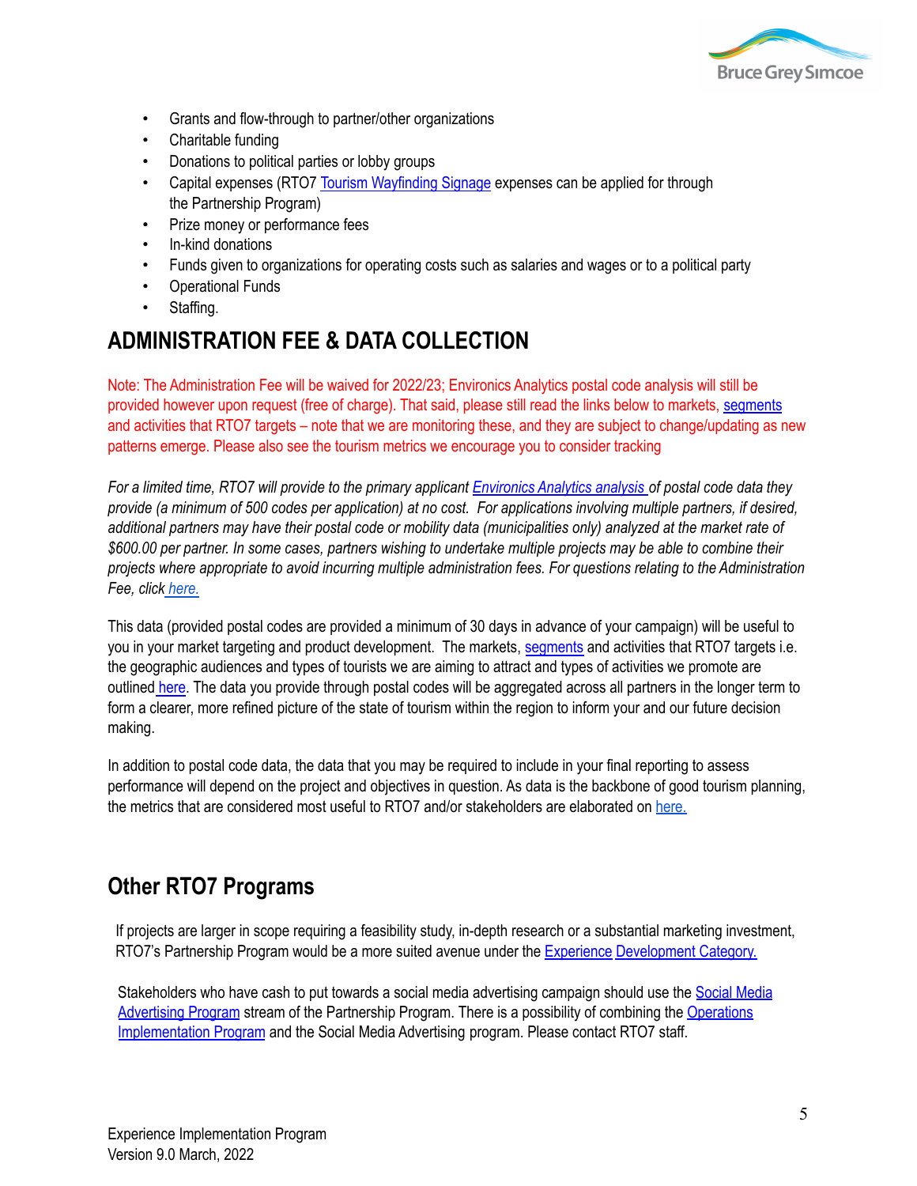- Grants and flow-through to partner/other organizations
- Charitable funding
- Donations to political parties or lobby groups
- Capital expenses (RTO7 Tourism Wayfinding Signage expenses can be applied for through the Partnership Program)
- Prize money or performance fees
- In-kind donations
- Funds given to organizations for operating costs such as salaries and wages or to a political party
- Operational Funds
- Staffing.

## ADMINISTRATION FEE & DATA COLLECTION

Note: The Administration Fee will be waived for 2022/23; Environics Analytics postal code analysis will still be provided however upon request (free of charge). That said, please still read the links below to markets, segments and activities that RTO7 targets – note that we are monitoring these, and they are subject to change/updating as new patterns emerge. Please also see the tourism metrics we encourage you to consider tracking

*For a limited time, RTO7 will provide to the primary applicant Environics Analytics analysis of postal code data they provide (a minimum of 500 codes per application) at no cost. For applications involving multiple partners, if desired, additional partners may have their postal code or mobility data (municipalities only) analyzed at the market rate of $600.00 per partner. In some cases, partners wishing to undertake multiple projects may be able to combine their projects where appropriate to avoid incurring multiple administration fees. For questions relating to the Administration Fee, click here.*

This data (provided postal codes are provided a minimum of 30 days in advance of your campaign) will be useful to you in your market targeting and product development. The markets, segments and activities that RTO7 targets i.e. the geographic audiences and types of tourists we are aiming to attract and types of activities we promote are outlined here. The data you provide through postal codes will be aggregated across all partners in the longer term to form a clearer, more refined picture of the state of tourism within the region to inform your and our future decision making.

In addition to postal code data, the data that you may be required to include in your final reporting to assess performance will depend on the project and objectives in question. As data is the backbone of good tourism planning, the metrics that are considered most useful to RTO7 and/or stakeholders are elaborated on here.

## Other RTO7 Programs

If projects are larger in scope requiring a feasibility study, in-depth research or a substantial marketing investment, RTO7's Partnership Program would be a more suited avenue under the Experience Development Category.

Stakeholders who have cash to put towards a social media advertising campaign should use the Social Media Advertising Program stream of the Partnership Program. There is a possibility of combining the Operations Implementation Program and the Social Media Advertising program. Please contact RTO7 staff.

Experience Implementation Program
Version 9.0 March, 2022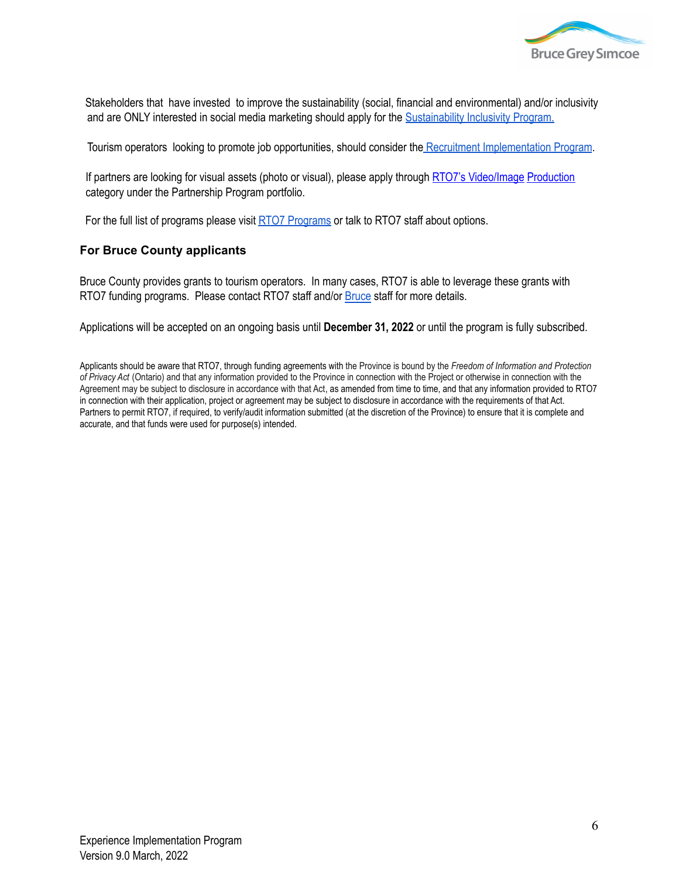Stakeholders that have invested to improve the sustainability (social, financial and environmental) and/or inclusivity and are ONLY interested in social media marketing should apply for the Sustainability Inclusivity Program.

Tourism operators looking to promote job opportunities, should consider the Recruitment Implementation Program.

If partners are looking for visual assets (photo or visual), please apply through RTO7's Video/Image Production category under the Partnership Program portfolio.

For the full list of programs please visit RTO7 Programs or talk to RTO7 staff about options.

### For Bruce County applicants

Bruce County provides grants to tourism operators. In many cases, RTO7 is able to leverage these grants with RTO7 funding programs. Please contact RTO7 staff and/or Bruce staff for more details.

Applications will be accepted on an ongoing basis until **December 31, 2022** or until the program is fully subscribed.

Applicants should be aware that RTO7, through funding agreements with the Province is bound by the *Freedom of Information and Protection of Privacy Act* (Ontario) and that any information provided to the Province in connection with the Project or otherwise in connection with the Agreement may be subject to disclosure in accordance with that Act, as amended from time to time, and that any information provided to RTO7 in connection with their application, project or agreement may be subject to disclosure in accordance with the requirements of that Act. Partners to permit RTO7, if required, to verify/audit information submitted (at the discretion of the Province) to ensure that it is complete and accurate, and that funds were used for purpose(s) intended.